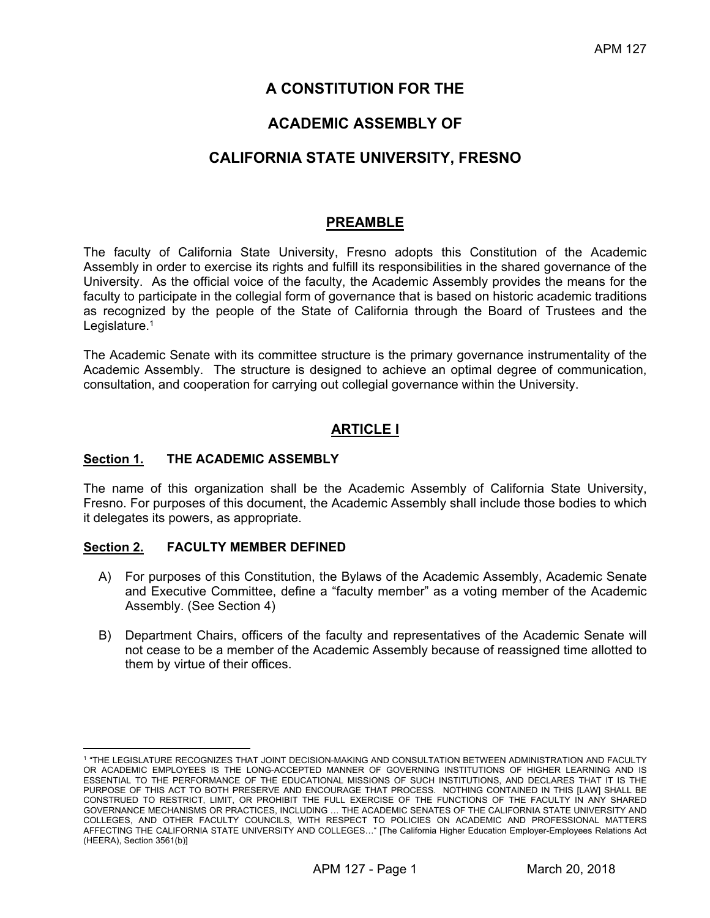# A CONSTITUTION FOR THE

# ACADEMIC ASSEMBLY OF

# CALIFORNIA STATE UNIVERSITY, FRESNO

## PREAMBLE

The faculty of California State University, Fresno adopts this Constitution of the Academic Assembly in order to exercise its rights and fulfill its responsibilities in the shared governance of the University. As the official voice of the faculty, the Academic Assembly provides the means for the faculty to participate in the collegial form of governance that is based on historic academic traditions as recognized by the people of the State of California through the Board of Trustees and the Legislature.[1]

The Academic Senate with its committee structure is the primary governance instrumentality of the Academic Assembly. The structure is designed to achieve an optimal degree of communication, consultation, and cooperation for carrying out collegial governance within the University.

## ARTICLE I

### Section 1. THE ACADEMIC ASSEMBLY

The name of this organization shall be the Academic Assembly of California State University, Fresno. For purposes of this document, the Academic Assembly shall include those bodies to which it delegates its powers, as appropriate.

### Section 2. FACULTY MEMBER DEFINED

A) For purposes of this Constitution, the Bylaws of the Academic Assembly, Academic Senate and Executive Committee, define a "faculty member" as a voting member of the Academic Assembly. (See Section 4)

B) Department Chairs, officers of the faculty and representatives of the Academic Senate will not cease to be a member of the Academic Assembly because of reassigned time allotted to them by virtue of their offices.

---

[1] "THE LEGISLATURE RECOGNIZES THAT JOINT DECISION-MAKING AND CONSULTATION BETWEEN ADMINISTRATION AND FACULTY OR ACADEMIC EMPLOYEES IS THE LONG-ACCEPTED MANNER OF GOVERNING INSTITUTIONS OF HIGHER LEARNING AND IS ESSENTIAL TO THE PERFORMANCE OF THE EDUCATIONAL MISSIONS OF SUCH INSTITUTIONS, AND DECLARES THAT IT IS THE PURPOSE OF THIS ACT TO BOTH PRESERVE AND ENCOURAGE THAT PROCESS. NOTHING CONTAINED IN THIS [LAW] SHALL BE CONSTRUED TO RESTRICT, LIMIT, OR PROHIBIT THE FULL EXERCISE OF THE FUNCTIONS OF THE FACULTY IN ANY SHARED GOVERNANCE MECHANISMS OR PRACTICES, INCLUDING … THE ACADEMIC SENATES OF THE CALIFORNIA STATE UNIVERSITY AND COLLEGES, AND OTHER FACULTY COUNCILS, WITH RESPECT TO POLICIES ON ACADEMIC AND PROFESSIONAL MATTERS AFFECTING THE CALIFORNIA STATE UNIVERSITY AND COLLEGES…" [The California Higher Education Employer-Employees Relations Act (HEERA), Section 3561(b)]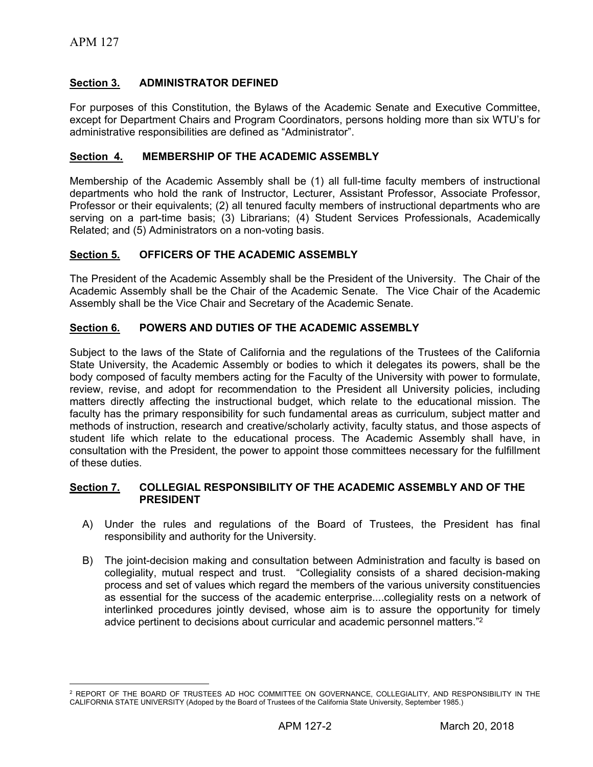## Section 3. ADMINISTRATOR DEFINED

For purposes of this Constitution, the Bylaws of the Academic Senate and Executive Committee, except for Department Chairs and Program Coordinators, persons holding more than six WTU's for administrative responsibilities are defined as "Administrator".

## Section 4. MEMBERSHIP OF THE ACADEMIC ASSEMBLY

Membership of the Academic Assembly shall be (1) all full-time faculty members of instructional departments who hold the rank of Instructor, Lecturer, Assistant Professor, Associate Professor, Professor or their equivalents; (2) all tenured faculty members of instructional departments who are serving on a part-time basis; (3) Librarians; (4) Student Services Professionals, Academically Related; and (5) Administrators on a non-voting basis.

## Section 5. OFFICERS OF THE ACADEMIC ASSEMBLY

The President of the Academic Assembly shall be the President of the University. The Chair of the Academic Assembly shall be the Chair of the Academic Senate. The Vice Chair of the Academic Assembly shall be the Vice Chair and Secretary of the Academic Senate.

## Section 6. POWERS AND DUTIES OF THE ACADEMIC ASSEMBLY

Subject to the laws of the State of California and the regulations of the Trustees of the California State University, the Academic Assembly or bodies to which it delegates its powers, shall be the body composed of faculty members acting for the Faculty of the University with power to formulate, review, revise, and adopt for recommendation to the President all University policies, including matters directly affecting the instructional budget, which relate to the educational mission. The faculty has the primary responsibility for such fundamental areas as curriculum, subject matter and methods of instruction, research and creative/scholarly activity, faculty status, and those aspects of student life which relate to the educational process. The Academic Assembly shall have, in consultation with the President, the power to appoint those committees necessary for the fulfillment of these duties.

## Section 7. COLLEGIAL RESPONSIBILITY OF THE ACADEMIC ASSEMBLY AND OF THE PRESIDENT

A) Under the rules and regulations of the Board of Trustees, the President has final responsibility and authority for the University.

B) The joint-decision making and consultation between Administration and faculty is based on collegiality, mutual respect and trust. "Collegiality consists of a shared decision-making process and set of values which regard the members of the various university constituencies as essential for the success of the academic enterprise....collegiality rests on a network of interlinked procedures jointly devised, whose aim is to assure the opportunity for timely advice pertinent to decisions about curricular and academic personnel matters."[2]

---

[2] REPORT OF THE BOARD OF TRUSTEES AD HOC COMMITTEE ON GOVERNANCE, COLLEGIALITY, AND RESPONSIBILITY IN THE CALIFORNIA STATE UNIVERSITY (Adoped by the Board of Trustees of the California State University, September 1985.)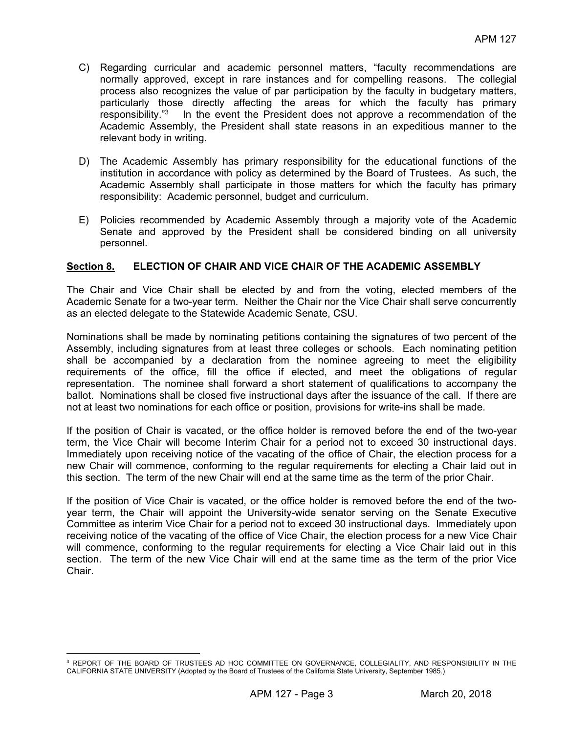C) Regarding curricular and academic personnel matters, "faculty recommendations are normally approved, except in rare instances and for compelling reasons. The collegial process also recognizes the value of par participation by the faculty in budgetary matters, particularly those directly affecting the areas for which the faculty has primary responsibility."[3] In the event the President does not approve a recommendation of the Academic Assembly, the President shall state reasons in an expeditious manner to the relevant body in writing.

D) The Academic Assembly has primary responsibility for the educational functions of the institution in accordance with policy as determined by the Board of Trustees. As such, the Academic Assembly shall participate in those matters for which the faculty has primary responsibility: Academic personnel, budget and curriculum.

E) Policies recommended by Academic Assembly through a majority vote of the Academic Senate and approved by the President shall be considered binding on all university personnel.

## Section 8. ELECTION OF CHAIR AND VICE CHAIR OF THE ACADEMIC ASSEMBLY

The Chair and Vice Chair shall be elected by and from the voting, elected members of the Academic Senate for a two-year term. Neither the Chair nor the Vice Chair shall serve concurrently as an elected delegate to the Statewide Academic Senate, CSU.

Nominations shall be made by nominating petitions containing the signatures of two percent of the Assembly, including signatures from at least three colleges or schools. Each nominating petition shall be accompanied by a declaration from the nominee agreeing to meet the eligibility requirements of the office, fill the office if elected, and meet the obligations of regular representation. The nominee shall forward a short statement of qualifications to accompany the ballot. Nominations shall be closed five instructional days after the issuance of the call. If there are not at least two nominations for each office or position, provisions for write-ins shall be made.

If the position of Chair is vacated, or the office holder is removed before the end of the two-year term, the Vice Chair will become Interim Chair for a period not to exceed 30 instructional days. Immediately upon receiving notice of the vacating of the office of Chair, the election process for a new Chair will commence, conforming to the regular requirements for electing a Chair laid out in this section. The term of the new Chair will end at the same time as the term of the prior Chair.

If the position of Vice Chair is vacated, or the office holder is removed before the end of the two-year term, the Chair will appoint the University-wide senator serving on the Senate Executive Committee as interim Vice Chair for a period not to exceed 30 instructional days. Immediately upon receiving notice of the vacating of the office of Vice Chair, the election process for a new Vice Chair will commence, conforming to the regular requirements for electing a Vice Chair laid out in this section. The term of the new Vice Chair will end at the same time as the term of the prior Vice Chair.

---

[3] REPORT OF THE BOARD OF TRUSTEES AD HOC COMMITTEE ON GOVERNANCE, COLLEGIALITY, AND RESPONSIBILITY IN THE CALIFORNIA STATE UNIVERSITY (Adopted by the Board of Trustees of the California State University, September 1985.)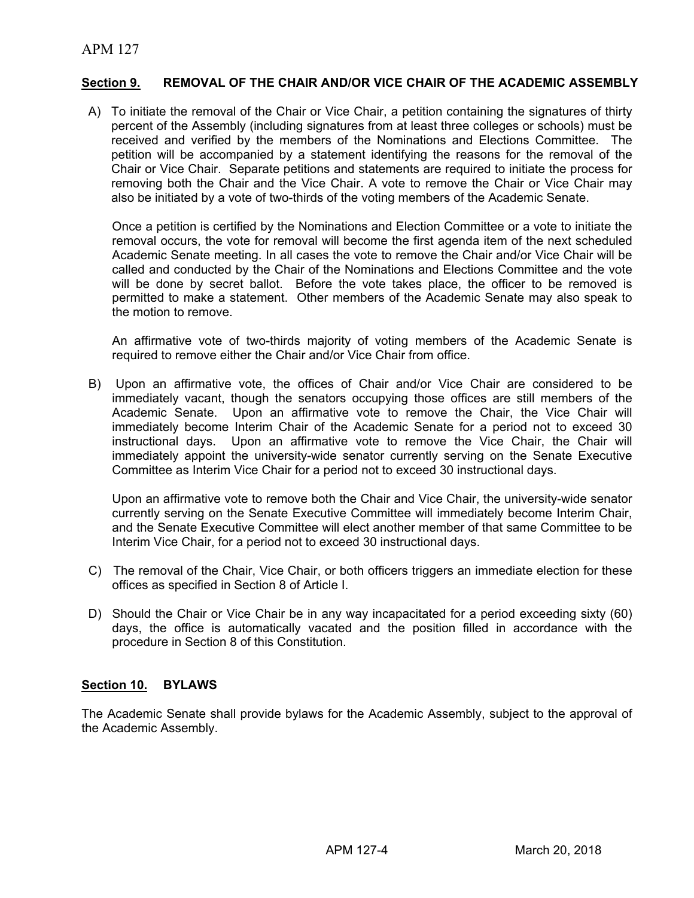## **Section 9.** REMOVAL OF THE CHAIR AND/OR VICE CHAIR OF THE ACADEMIC ASSEMBLY

A) To initiate the removal of the Chair or Vice Chair, a petition containing the signatures of thirty percent of the Assembly (including signatures from at least three colleges or schools) must be received and verified by the members of the Nominations and Elections Committee. The petition will be accompanied by a statement identifying the reasons for the removal of the Chair or Vice Chair. Separate petitions and statements are required to initiate the process for removing both the Chair and the Vice Chair. A vote to remove the Chair or Vice Chair may also be initiated by a vote of two-thirds of the voting members of the Academic Senate.

   Once a petition is certified by the Nominations and Election Committee or a vote to initiate the removal occurs, the vote for removal will become the first agenda item of the next scheduled Academic Senate meeting. In all cases the vote to remove the Chair and/or Vice Chair will be called and conducted by the Chair of the Nominations and Elections Committee and the vote will be done by secret ballot. Before the vote takes place, the officer to be removed is permitted to make a statement. Other members of the Academic Senate may also speak to the motion to remove.

   An affirmative vote of two-thirds majority of voting members of the Academic Senate is required to remove either the Chair and/or Vice Chair from office.

B) Upon an affirmative vote, the offices of Chair and/or Vice Chair are considered to be immediately vacant, though the senators occupying those offices are still members of the Academic Senate. Upon an affirmative vote to remove the Chair, the Vice Chair will immediately become Interim Chair of the Academic Senate for a period not to exceed 30 instructional days. Upon an affirmative vote to remove the Vice Chair, the Chair will immediately appoint the university-wide senator currently serving on the Senate Executive Committee as Interim Vice Chair for a period not to exceed 30 instructional days.

   Upon an affirmative vote to remove both the Chair and Vice Chair, the university-wide senator currently serving on the Senate Executive Committee will immediately become Interim Chair, and the Senate Executive Committee will elect another member of that same Committee to be Interim Vice Chair, for a period not to exceed 30 instructional days.

C) The removal of the Chair, Vice Chair, or both officers triggers an immediate election for these offices as specified in Section 8 of Article I.

D) Should the Chair or Vice Chair be in any way incapacitated for a period exceeding sixty (60) days, the office is automatically vacated and the position filled in accordance with the procedure in Section 8 of this Constitution.

## **Section 10.** BYLAWS

The Academic Senate shall provide bylaws for the Academic Assembly, subject to the approval of the Academic Assembly.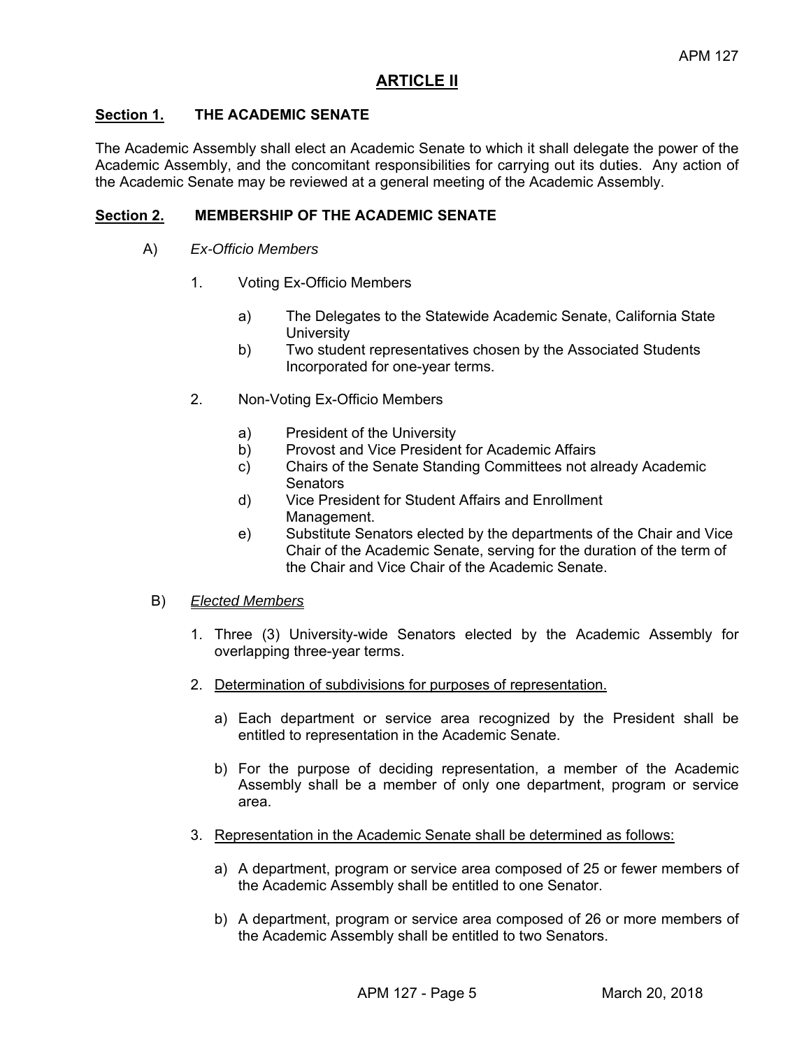## ARTICLE II

### Section 1. THE ACADEMIC SENATE

The Academic Assembly shall elect an Academic Senate to which it shall delegate the power of the Academic Assembly, and the concomitant responsibilities for carrying out its duties. Any action of the Academic Senate may be reviewed at a general meeting of the Academic Assembly.

### Section 2. MEMBERSHIP OF THE ACADEMIC SENATE

A) *Ex-Officio Members*

1. Voting Ex-Officio Members

   a) The Delegates to the Statewide Academic Senate, California State University
   
   b) Two student representatives chosen by the Associated Students Incorporated for one-year terms.

2. Non-Voting Ex-Officio Members

   a) President of the University
   
   b) Provost and Vice President for Academic Affairs
   
   c) Chairs of the Senate Standing Committees not already Academic Senators
   
   d) Vice President for Student Affairs and Enrollment Management.
   
   e) Substitute Senators elected by the departments of the Chair and Vice Chair of the Academic Senate, serving for the duration of the term of the Chair and Vice Chair of the Academic Senate.

B) *Elected Members*

1. Three (3) University-wide Senators elected by the Academic Assembly for overlapping three-year terms.

2. Determination of subdivisions for purposes of representation.

   a) Each department or service area recognized by the President shall be entitled to representation in the Academic Senate.
   
   b) For the purpose of deciding representation, a member of the Academic Assembly shall be a member of only one department, program or service area.

3. Representation in the Academic Senate shall be determined as follows:

   a) A department, program or service area composed of 25 or fewer members of the Academic Assembly shall be entitled to one Senator.
   
   b) A department, program or service area composed of 26 or more members of the Academic Assembly shall be entitled to two Senators.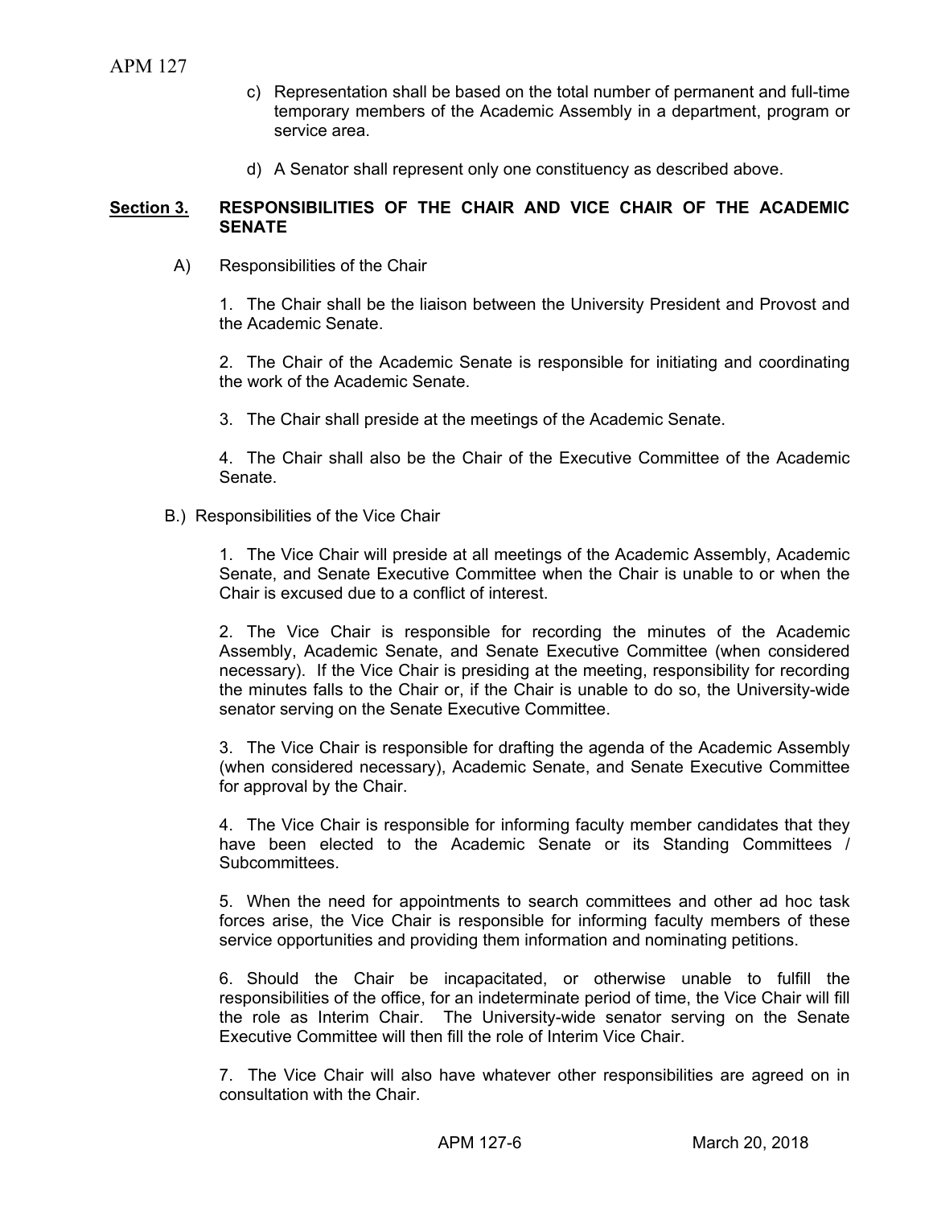c) Representation shall be based on the total number of permanent and full-time temporary members of the Academic Assembly in a department, program or service area.

d) A Senator shall represent only one constituency as described above.

## **Section 3.** RESPONSIBILITIES OF THE CHAIR AND VICE CHAIR OF THE ACADEMIC SENATE

A) Responsibilities of the Chair

1. The Chair shall be the liaison between the University President and Provost and the Academic Senate.

2. The Chair of the Academic Senate is responsible for initiating and coordinating the work of the Academic Senate.

3. The Chair shall preside at the meetings of the Academic Senate.

4. The Chair shall also be the Chair of the Executive Committee of the Academic Senate.

B.) Responsibilities of the Vice Chair

1. The Vice Chair will preside at all meetings of the Academic Assembly, Academic Senate, and Senate Executive Committee when the Chair is unable to or when the Chair is excused due to a conflict of interest.

2. The Vice Chair is responsible for recording the minutes of the Academic Assembly, Academic Senate, and Senate Executive Committee (when considered necessary). If the Vice Chair is presiding at the meeting, responsibility for recording the minutes falls to the Chair or, if the Chair is unable to do so, the University-wide senator serving on the Senate Executive Committee.

3. The Vice Chair is responsible for drafting the agenda of the Academic Assembly (when considered necessary), Academic Senate, and Senate Executive Committee for approval by the Chair.

4. The Vice Chair is responsible for informing faculty member candidates that they have been elected to the Academic Senate or its Standing Committees / Subcommittees.

5. When the need for appointments to search committees and other ad hoc task forces arise, the Vice Chair is responsible for informing faculty members of these service opportunities and providing them information and nominating petitions.

6. Should the Chair be incapacitated, or otherwise unable to fulfill the responsibilities of the office, for an indeterminate period of time, the Vice Chair will fill the role as Interim Chair. The University-wide senator serving on the Senate Executive Committee will then fill the role of Interim Vice Chair.

7. The Vice Chair will also have whatever other responsibilities are agreed on in consultation with the Chair.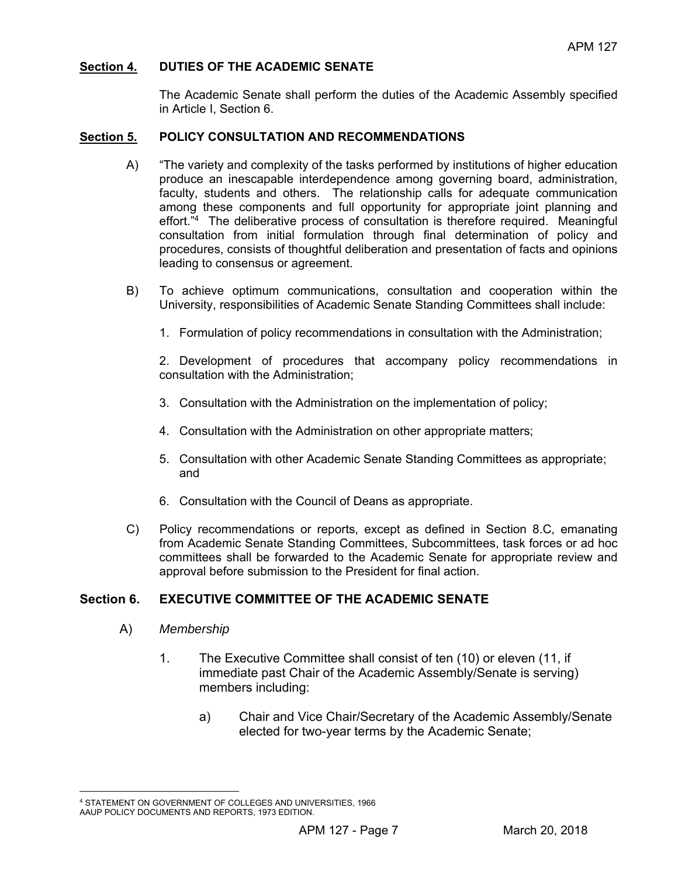## Section 4. DUTIES OF THE ACADEMIC SENATE

The Academic Senate shall perform the duties of the Academic Assembly specified in Article I, Section 6.

## Section 5. POLICY CONSULTATION AND RECOMMENDATIONS

A) "The variety and complexity of the tasks performed by institutions of higher education produce an inescapable interdependence among governing board, administration, faculty, students and others. The relationship calls for adequate communication among these components and full opportunity for appropriate joint planning and effort."[4] The deliberative process of consultation is therefore required. Meaningful consultation from initial formulation through final determination of policy and procedures, consists of thoughtful deliberation and presentation of facts and opinions leading to consensus or agreement.

B) To achieve optimum communications, consultation and cooperation within the University, responsibilities of Academic Senate Standing Committees shall include:

1. Formulation of policy recommendations in consultation with the Administration;

2. Development of procedures that accompany policy recommendations in consultation with the Administration;

3. Consultation with the Administration on the implementation of policy;

4. Consultation with the Administration on other appropriate matters;

5. Consultation with other Academic Senate Standing Committees as appropriate; and

6. Consultation with the Council of Deans as appropriate.

C) Policy recommendations or reports, except as defined in Section 8.C, emanating from Academic Senate Standing Committees, Subcommittees, task forces or ad hoc committees shall be forwarded to the Academic Senate for appropriate review and approval before submission to the President for final action.

## Section 6. EXECUTIVE COMMITTEE OF THE ACADEMIC SENATE

A) *Membership*

1. The Executive Committee shall consist of ten (10) or eleven (11, if immediate past Chair of the Academic Assembly/Senate is serving) members including:

   a) Chair and Vice Chair/Secretary of the Academic Assembly/Senate elected for two-year terms by the Academic Senate;

---

[4] STATEMENT ON GOVERNMENT OF COLLEGES AND UNIVERSITIES, 1966 AAUP POLICY DOCUMENTS AND REPORTS, 1973 EDITION.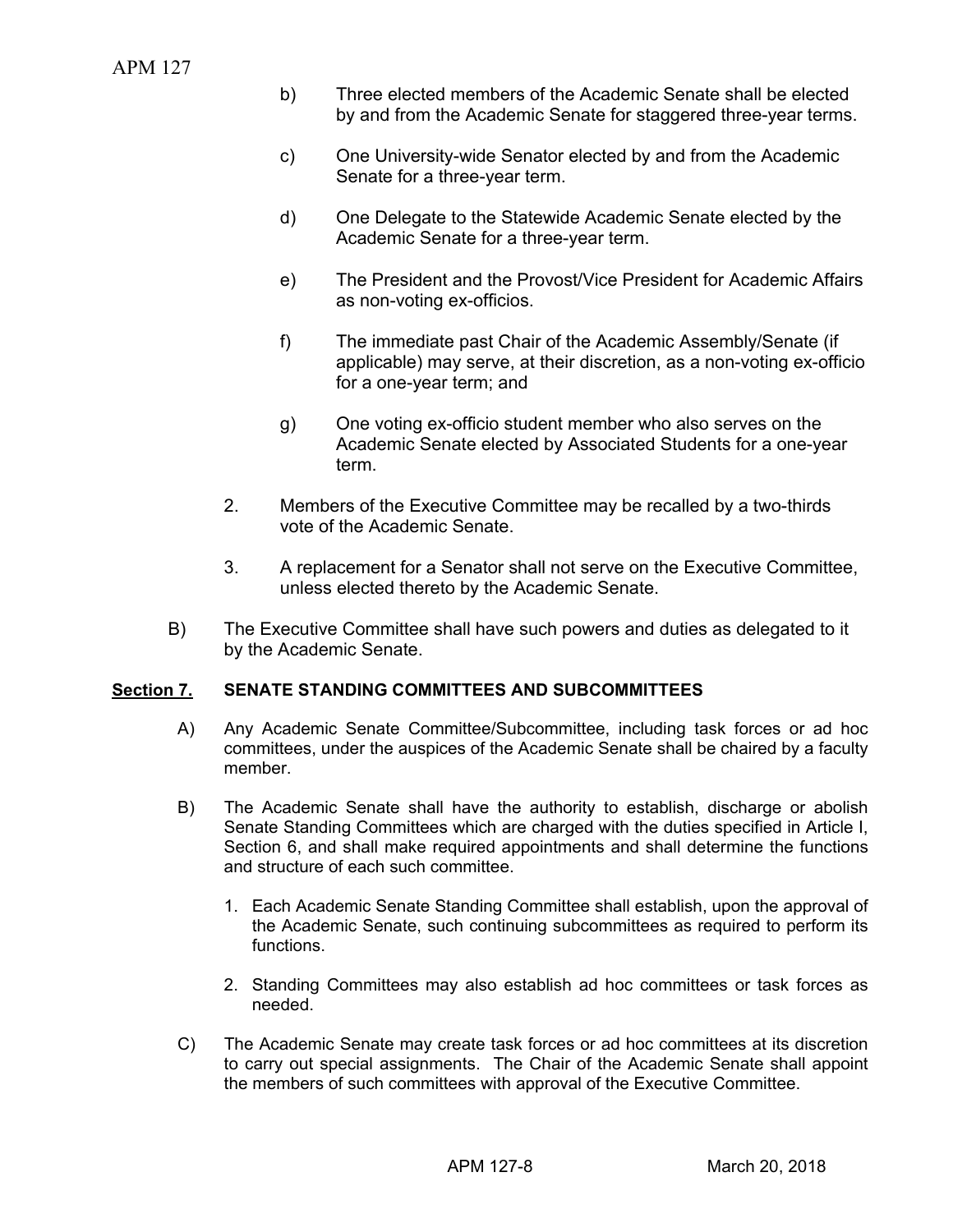b) Three elected members of the Academic Senate shall be elected by and from the Academic Senate for staggered three-year terms.

c) One University-wide Senator elected by and from the Academic Senate for a three-year term.

d) One Delegate to the Statewide Academic Senate elected by the Academic Senate for a three-year term.

e) The President and the Provost/Vice President for Academic Affairs as non-voting ex-officios.

f) The immediate past Chair of the Academic Assembly/Senate (if applicable) may serve, at their discretion, as a non-voting ex-officio for a one-year term; and

g) One voting ex-officio student member who also serves on the Academic Senate elected by Associated Students for a one-year term.

2. Members of the Executive Committee may be recalled by a two-thirds vote of the Academic Senate.

3. A replacement for a Senator shall not serve on the Executive Committee, unless elected thereto by the Academic Senate.

B) The Executive Committee shall have such powers and duties as delegated to it by the Academic Senate.

**Section 7. SENATE STANDING COMMITTEES AND SUBCOMMITTEES**

A) Any Academic Senate Committee/Subcommittee, including task forces or ad hoc committees, under the auspices of the Academic Senate shall be chaired by a faculty member.

B) The Academic Senate shall have the authority to establish, discharge or abolish Senate Standing Committees which are charged with the duties specified in Article I, Section 6, and shall make required appointments and shall determine the functions and structure of each such committee.

1. Each Academic Senate Standing Committee shall establish, upon the approval of the Academic Senate, such continuing subcommittees as required to perform its functions.

2. Standing Committees may also establish ad hoc committees or task forces as needed.

C) The Academic Senate may create task forces or ad hoc committees at its discretion to carry out special assignments. The Chair of the Academic Senate shall appoint the members of such committees with approval of the Executive Committee.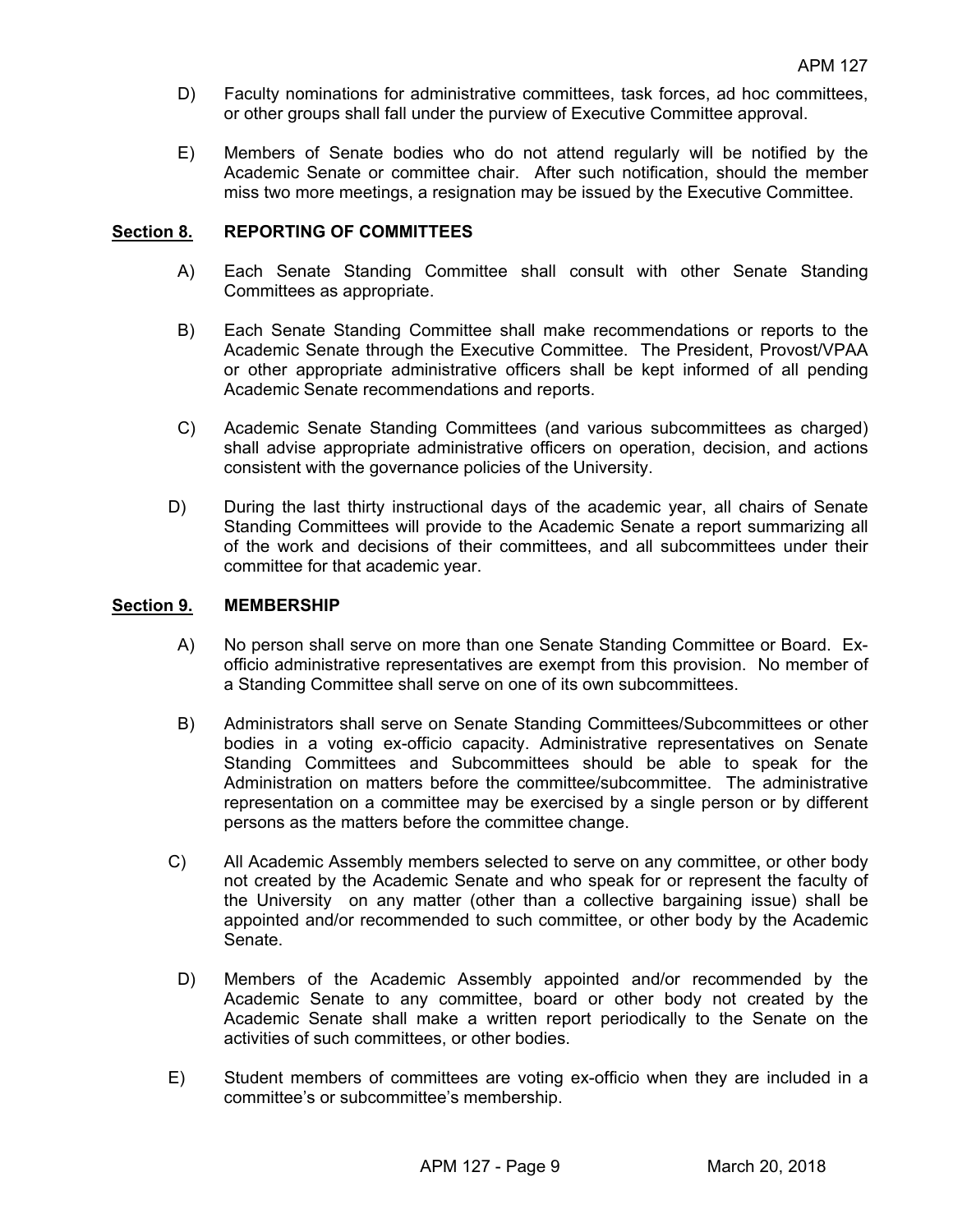D) Faculty nominations for administrative committees, task forces, ad hoc committees, or other groups shall fall under the purview of Executive Committee approval.

E) Members of Senate bodies who do not attend regularly will be notified by the Academic Senate or committee chair. After such notification, should the member miss two more meetings, a resignation may be issued by the Executive Committee.

## Section 8. REPORTING OF COMMITTEES

A) Each Senate Standing Committee shall consult with other Senate Standing Committees as appropriate.

B) Each Senate Standing Committee shall make recommendations or reports to the Academic Senate through the Executive Committee. The President, Provost/VPAA or other appropriate administrative officers shall be kept informed of all pending Academic Senate recommendations and reports.

C) Academic Senate Standing Committees (and various subcommittees as charged) shall advise appropriate administrative officers on operation, decision, and actions consistent with the governance policies of the University.

D) During the last thirty instructional days of the academic year, all chairs of Senate Standing Committees will provide to the Academic Senate a report summarizing all of the work and decisions of their committees, and all subcommittees under their committee for that academic year.

## Section 9. MEMBERSHIP

A) No person shall serve on more than one Senate Standing Committee or Board. Ex-officio administrative representatives are exempt from this provision. No member of a Standing Committee shall serve on one of its own subcommittees.

B) Administrators shall serve on Senate Standing Committees/Subcommittees or other bodies in a voting ex-officio capacity. Administrative representatives on Senate Standing Committees and Subcommittees should be able to speak for the Administration on matters before the committee/subcommittee. The administrative representation on a committee may be exercised by a single person or by different persons as the matters before the committee change.

C) All Academic Assembly members selected to serve on any committee, or other body not created by the Academic Senate and who speak for or represent the faculty of the University on any matter (other than a collective bargaining issue) shall be appointed and/or recommended to such committee, or other body by the Academic Senate.

D) Members of the Academic Assembly appointed and/or recommended by the Academic Senate to any committee, board or other body not created by the Academic Senate shall make a written report periodically to the Senate on the activities of such committees, or other bodies.

E) Student members of committees are voting ex-officio when they are included in a committee's or subcommittee's membership.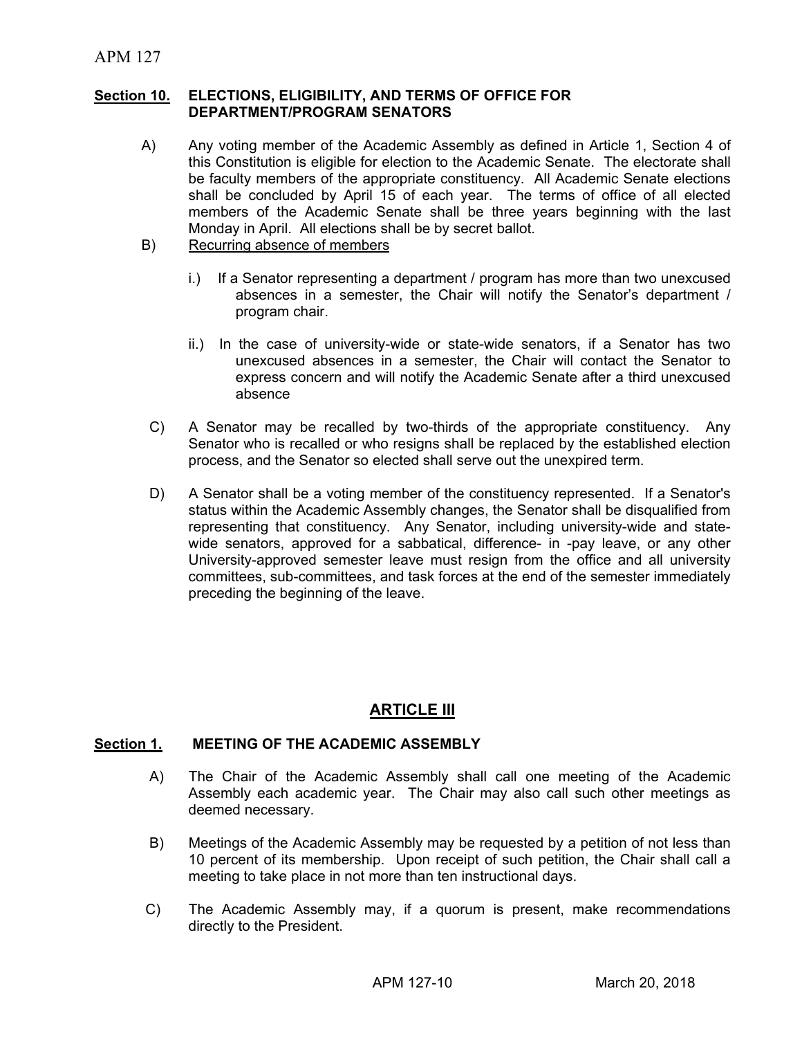**Section 10. ELECTIONS, ELIGIBILITY, AND TERMS OF OFFICE FOR DEPARTMENT/PROGRAM SENATORS**

A) Any voting member of the Academic Assembly as defined in Article 1, Section 4 of this Constitution is eligible for election to the Academic Senate. The electorate shall be faculty members of the appropriate constituency. All Academic Senate elections shall be concluded by April 15 of each year. The terms of office of all elected members of the Academic Senate shall be three years beginning with the last Monday in April. All elections shall be by secret ballot.

B) Recurring absence of members

i.) If a Senator representing a department / program has more than two unexcused absences in a semester, the Chair will notify the Senator's department / program chair.

ii.) In the case of university-wide or state-wide senators, if a Senator has two unexcused absences in a semester, the Chair will contact the Senator to express concern and will notify the Academic Senate after a third unexcused absence

C) A Senator may be recalled by two-thirds of the appropriate constituency. Any Senator who is recalled or who resigns shall be replaced by the established election process, and the Senator so elected shall serve out the unexpired term.

D) A Senator shall be a voting member of the constituency represented. If a Senator's status within the Academic Assembly changes, the Senator shall be disqualified from representing that constituency. Any Senator, including university-wide and state-wide senators, approved for a sabbatical, difference- in -pay leave, or any other University-approved semester leave must resign from the office and all university committees, sub-committees, and task forces at the end of the semester immediately preceding the beginning of the leave.

## ARTICLE III

**Section 1. MEETING OF THE ACADEMIC ASSEMBLY**

A) The Chair of the Academic Assembly shall call one meeting of the Academic Assembly each academic year. The Chair may also call such other meetings as deemed necessary.

B) Meetings of the Academic Assembly may be requested by a petition of not less than 10 percent of its membership. Upon receipt of such petition, the Chair shall call a meeting to take place in not more than ten instructional days.

C) The Academic Assembly may, if a quorum is present, make recommendations directly to the President.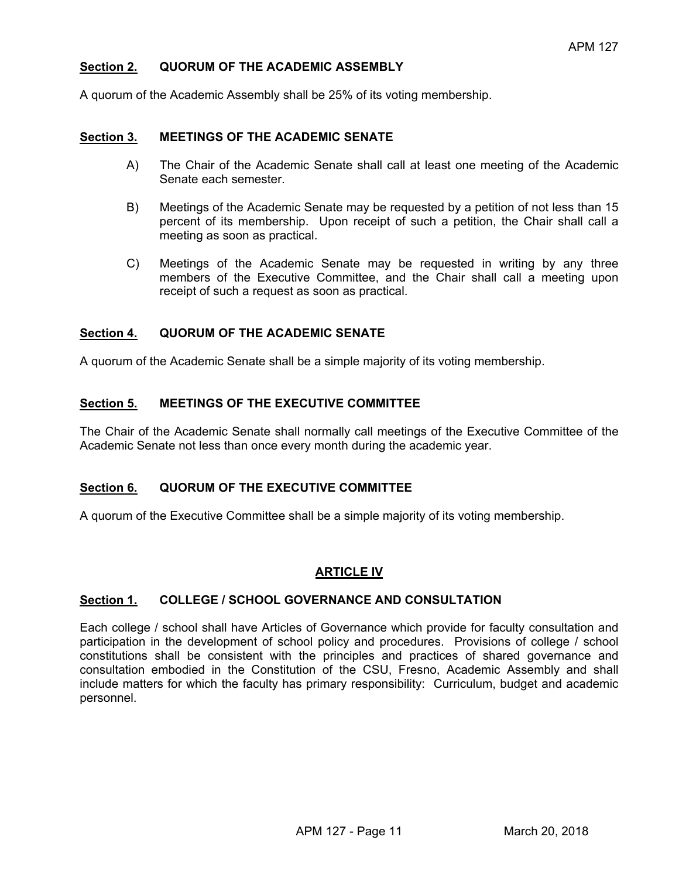**Section 2. QUORUM OF THE ACADEMIC ASSEMBLY**

A quorum of the Academic Assembly shall be 25% of its voting membership.

**Section 3. MEETINGS OF THE ACADEMIC SENATE**

A) The Chair of the Academic Senate shall call at least one meeting of the Academic Senate each semester.

B) Meetings of the Academic Senate may be requested by a petition of not less than 15 percent of its membership. Upon receipt of such a petition, the Chair shall call a meeting as soon as practical.

C) Meetings of the Academic Senate may be requested in writing by any three members of the Executive Committee, and the Chair shall call a meeting upon receipt of such a request as soon as practical.

**Section 4. QUORUM OF THE ACADEMIC SENATE**

A quorum of the Academic Senate shall be a simple majority of its voting membership.

**Section 5. MEETINGS OF THE EXECUTIVE COMMITTEE**

The Chair of the Academic Senate shall normally call meetings of the Executive Committee of the Academic Senate not less than once every month during the academic year.

**Section 6. QUORUM OF THE EXECUTIVE COMMITTEE**

A quorum of the Executive Committee shall be a simple majority of its voting membership.

## ARTICLE IV

**Section 1. COLLEGE / SCHOOL GOVERNANCE AND CONSULTATION**

Each college / school shall have Articles of Governance which provide for faculty consultation and participation in the development of school policy and procedures. Provisions of college / school constitutions shall be consistent with the principles and practices of shared governance and consultation embodied in the Constitution of the CSU, Fresno, Academic Assembly and shall include matters for which the faculty has primary responsibility: Curriculum, budget and academic personnel.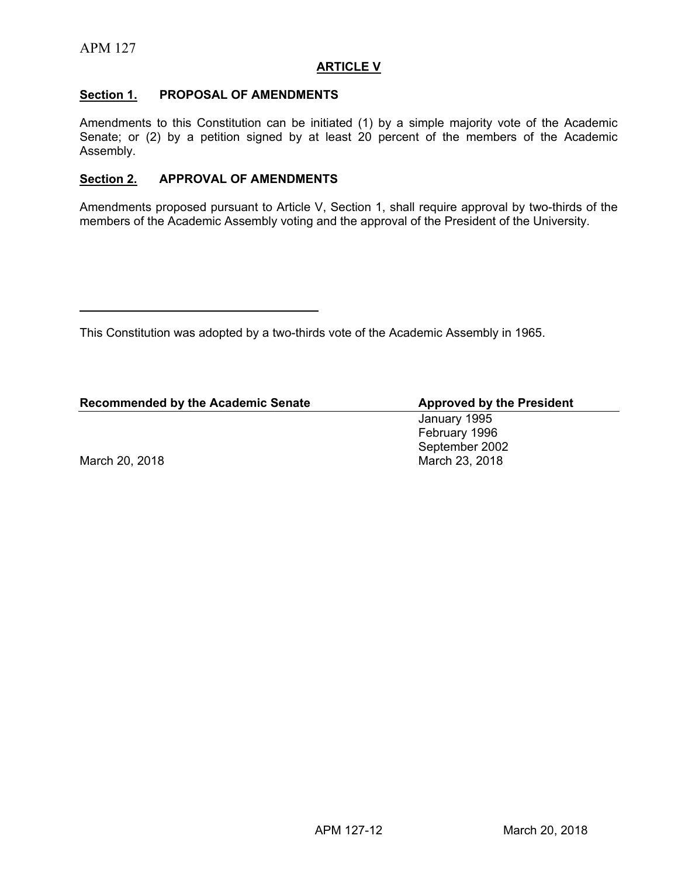## ARTICLE V

**Section 1. PROPOSAL OF AMENDMENTS**

Amendments to this Constitution can be initiated (1) by a simple majority vote of the Academic Senate; or (2) by a petition signed by at least 20 percent of the members of the Academic Assembly.

**Section 2. APPROVAL OF AMENDMENTS**

Amendments proposed pursuant to Article V, Section 1, shall require approval by two-thirds of the members of the Academic Assembly voting and the approval of the President of the University.

---

This Constitution was adopted by a two-thirds vote of the Academic Assembly in 1965.

| Recommended by the Academic Senate | Approved by the President |
|---|---|
| | January 1995 |
| | February 1996 |
| | September 2002 |
| March 20, 2018 | March 23, 2018 |